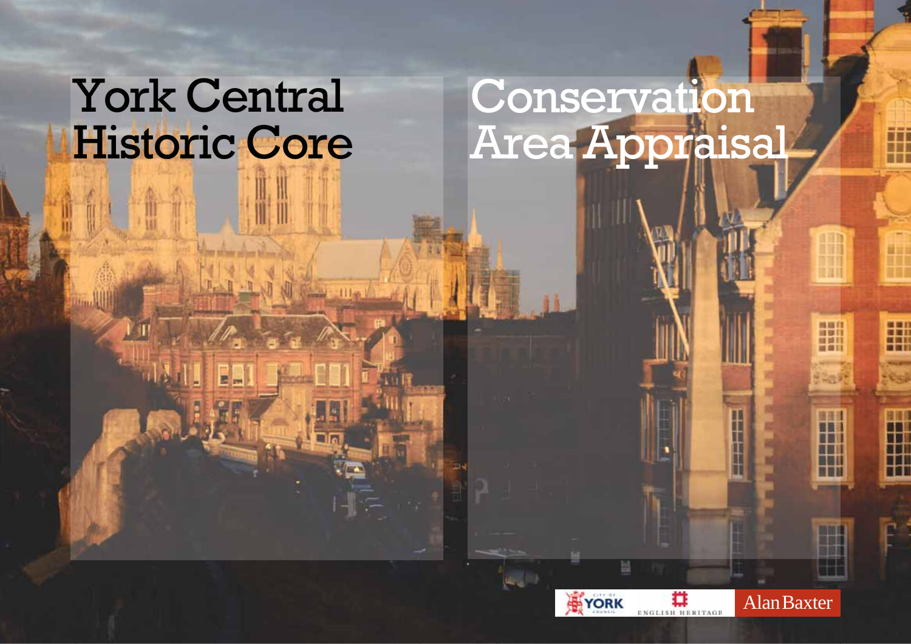# York Central Historic Core

# Conservation Area Appraisal

YORK

ENGLISH HERITAGE

Alan Baxter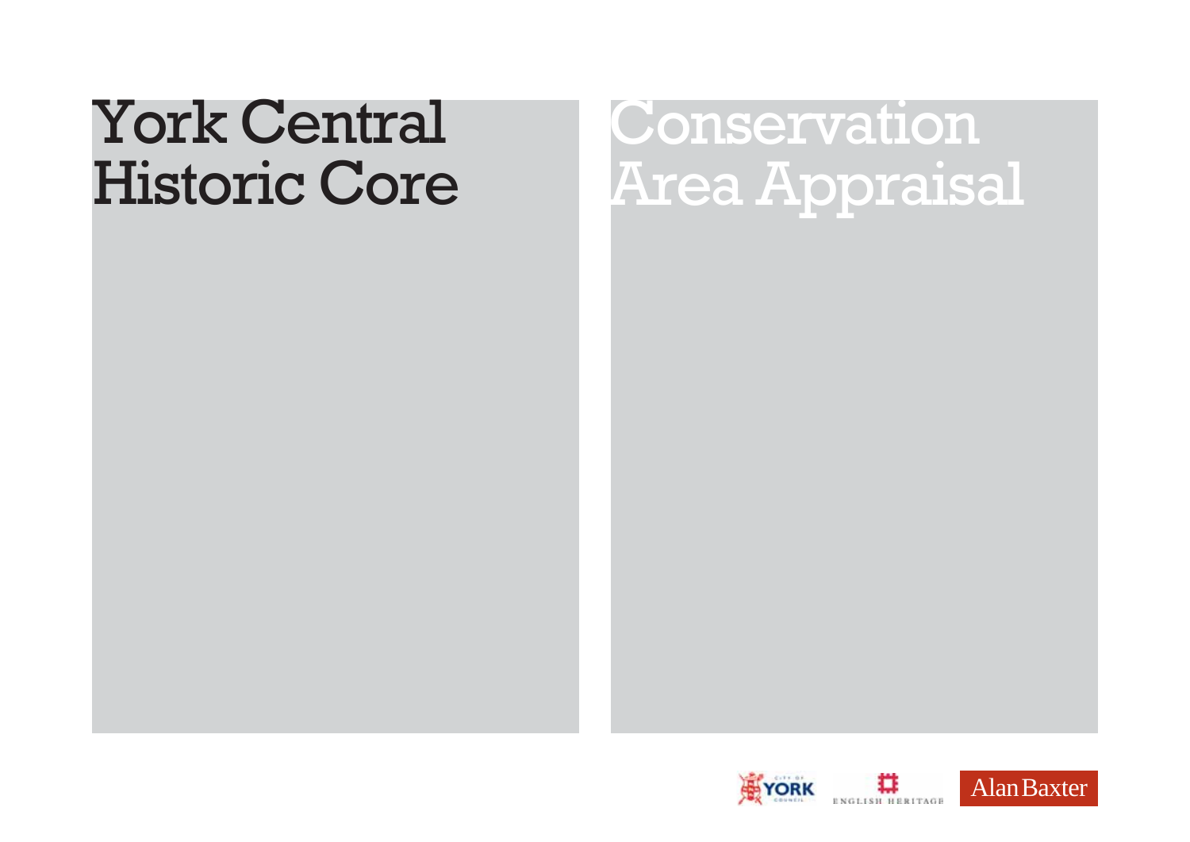# York Central Historic Core

# Conservation Area Appraisal

CITY OF YORK COUNCIL

ENGLISH HERITAGE

Alan Baxter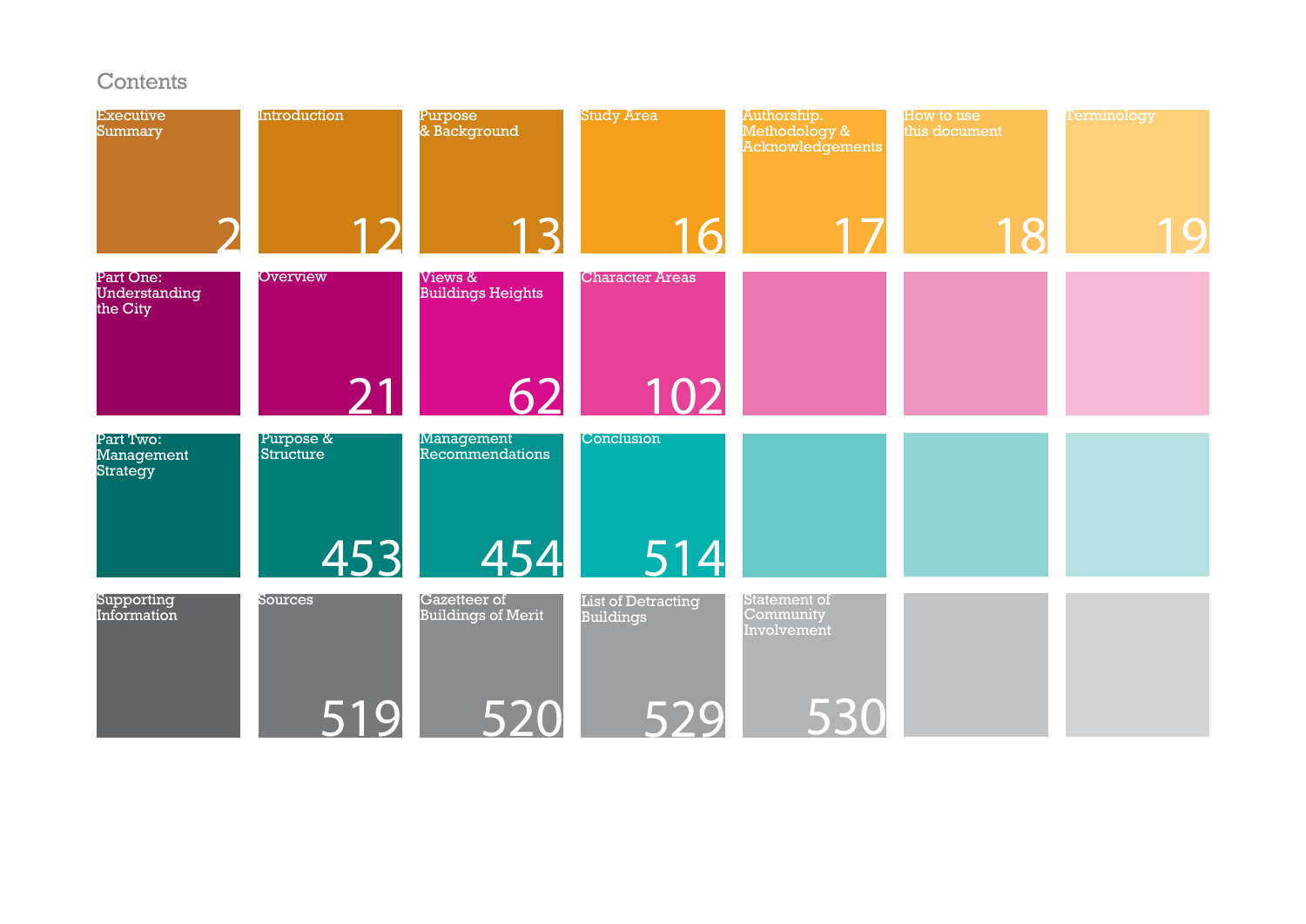# Contents

- Executive Summary 2
- Introduction 12
- Purpose & Background 13
- Study Area 16
- Authorship. Methodology & Acknowledgements 17
- How to use this document 18
- Terminology 19

## Part One: Understanding the City

- Overview 21
- Views & Buildings Heights 62
- Character Areas 102

## Part Two: Management Strategy

- Purpose & Structure 453
- Management Recommendations 454
- Conclusion 514

## Supporting Information

- Sources 519
- Gazetteer of Buildings of Merit 520
- List of Detracting Buildings 529
- Statement of Community Involvement 530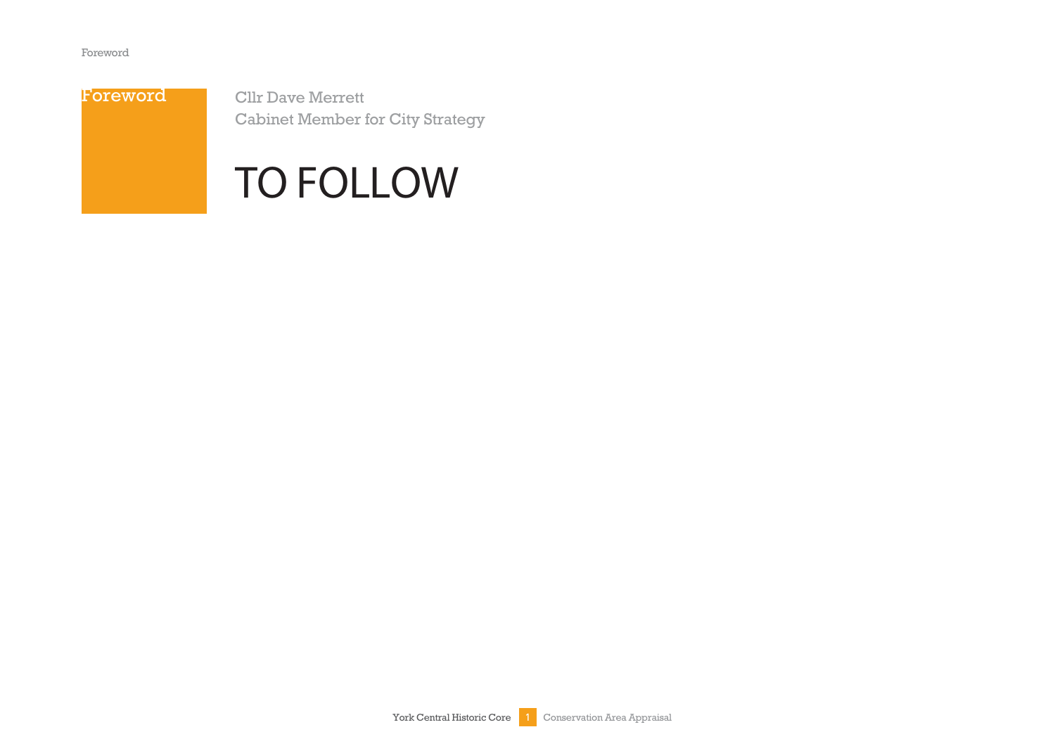# Foreword

Cllr Dave Merrett
Cabinet Member for City Strategy

TO FOLLOW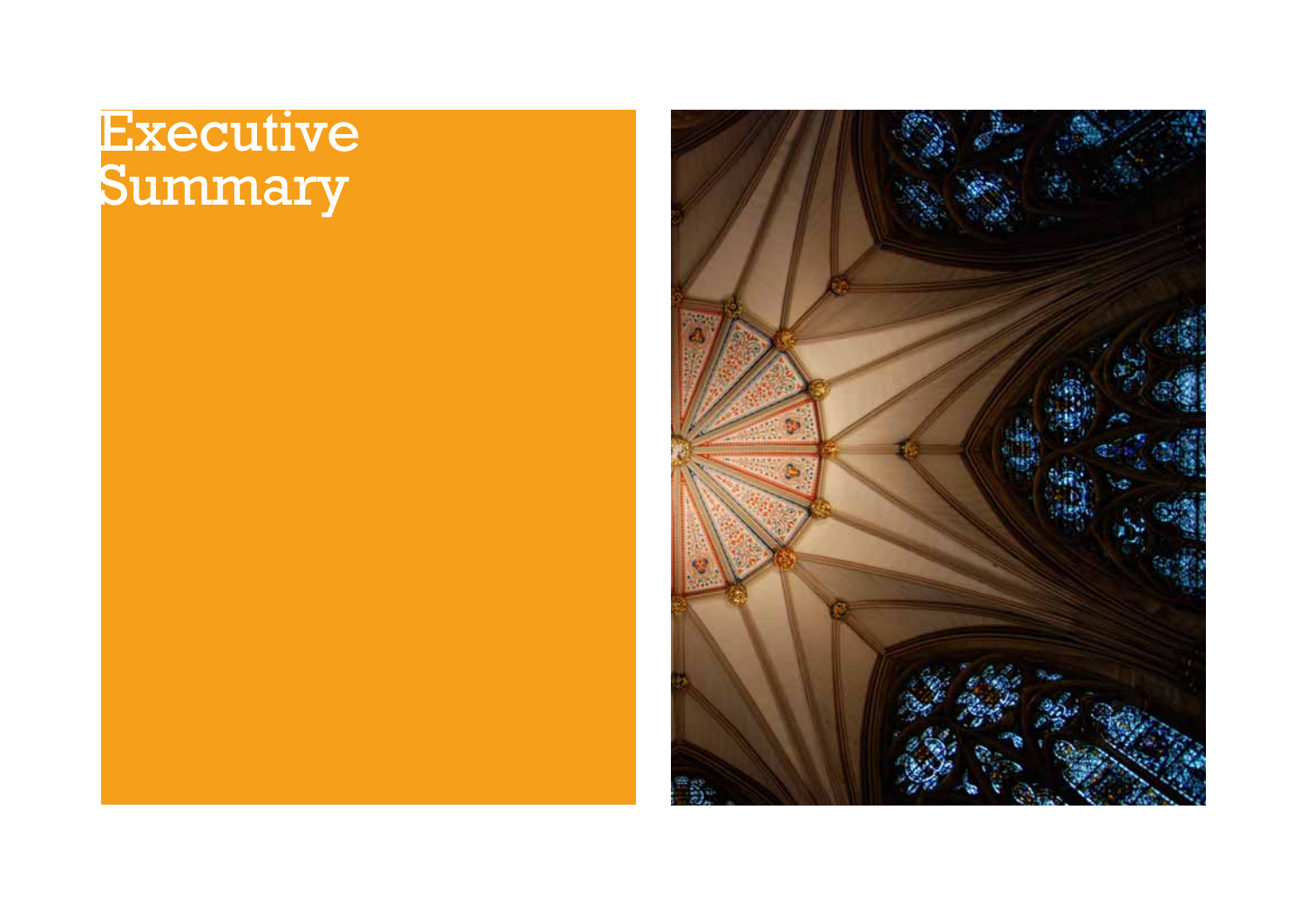# Executive Summary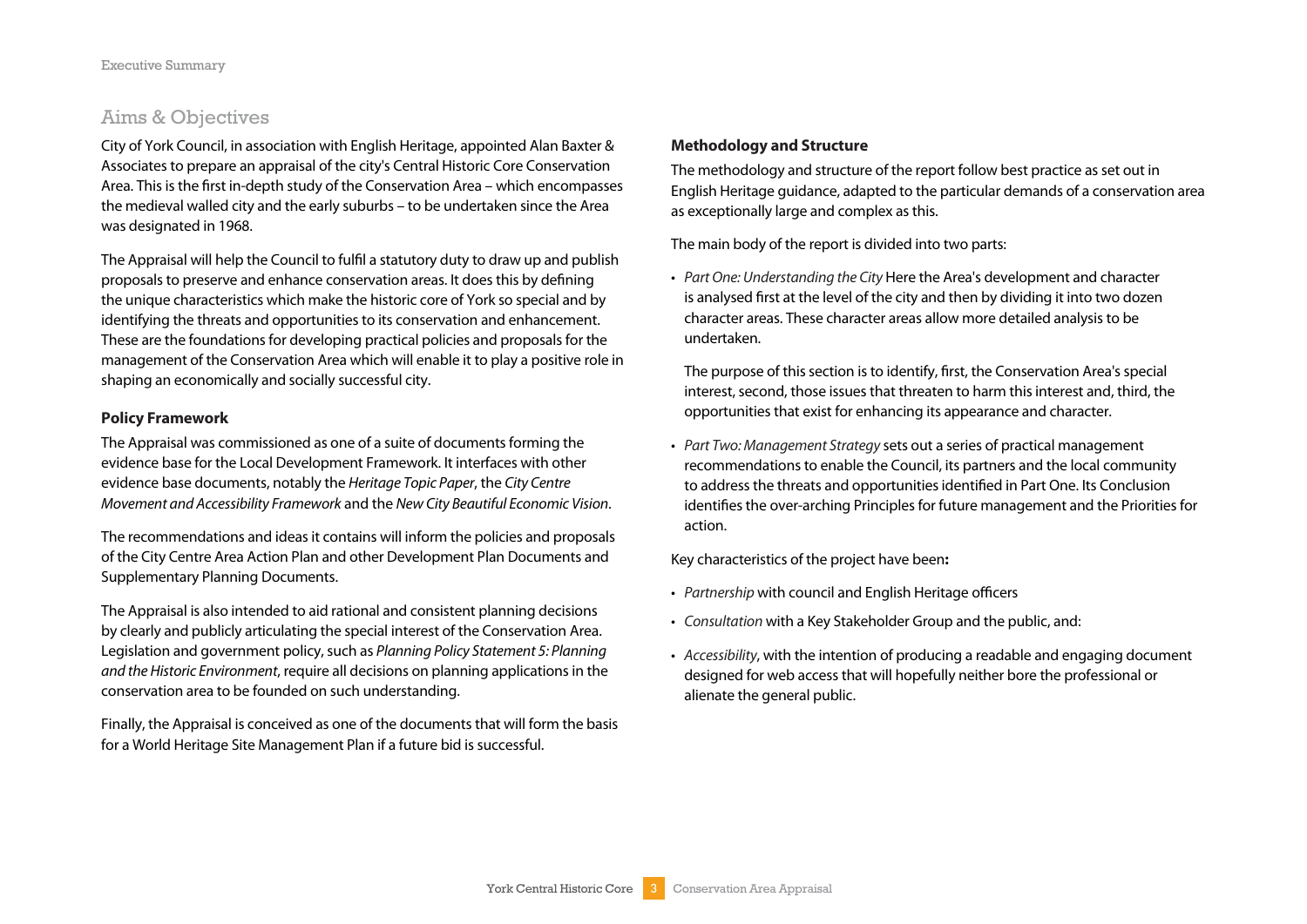## Aims & Objectives

City of York Council, in association with English Heritage, appointed Alan Baxter & Associates to prepare an appraisal of the city's Central Historic Core Conservation Area. This is the first in-depth study of the Conservation Area – which encompasses the medieval walled city and the early suburbs – to be undertaken since the Area was designated in 1968.

The Appraisal will help the Council to fulfil a statutory duty to draw up and publish proposals to preserve and enhance conservation areas. It does this by defining the unique characteristics which make the historic core of York so special and by identifying the threats and opportunities to its conservation and enhancement. These are the foundations for developing practical policies and proposals for the management of the Conservation Area which will enable it to play a positive role in shaping an economically and socially successful city.

### Policy Framework

The Appraisal was commissioned as one of a suite of documents forming the evidence base for the Local Development Framework. It interfaces with other evidence base documents, notably the *Heritage Topic Paper*, the *City Centre Movement and Accessibility Framework* and the *New City Beautiful Economic Vision*.

The recommendations and ideas it contains will inform the policies and proposals of the City Centre Area Action Plan and other Development Plan Documents and Supplementary Planning Documents.

The Appraisal is also intended to aid rational and consistent planning decisions by clearly and publicly articulating the special interest of the Conservation Area. Legislation and government policy, such as *Planning Policy Statement 5: Planning and the Historic Environment*, require all decisions on planning applications in the conservation area to be founded on such understanding.

Finally, the Appraisal is conceived as one of the documents that will form the basis for a World Heritage Site Management Plan if a future bid is successful.

### Methodology and Structure

The methodology and structure of the report follow best practice as set out in English Heritage guidance, adapted to the particular demands of a conservation area as exceptionally large and complex as this.

The main body of the report is divided into two parts:

- *Part One: Understanding the City* Here the Area's development and character is analysed first at the level of the city and then by dividing it into two dozen character areas. These character areas allow more detailed analysis to be undertaken.

  The purpose of this section is to identify, first, the Conservation Area's special interest, second, those issues that threaten to harm this interest and, third, the opportunities that exist for enhancing its appearance and character.

- *Part Two: Management Strategy* sets out a series of practical management recommendations to enable the Council, its partners and the local community to address the threats and opportunities identified in Part One. Its Conclusion identifies the over-arching Principles for future management and the Priorities for action.

Key characteristics of the project have been**:**

- *Partnership* with council and English Heritage officers
- *Consultation* with a Key Stakeholder Group and the public, and:
- *Accessibility*, with the intention of producing a readable and engaging document designed for web access that will hopefully neither bore the professional or alienate the general public.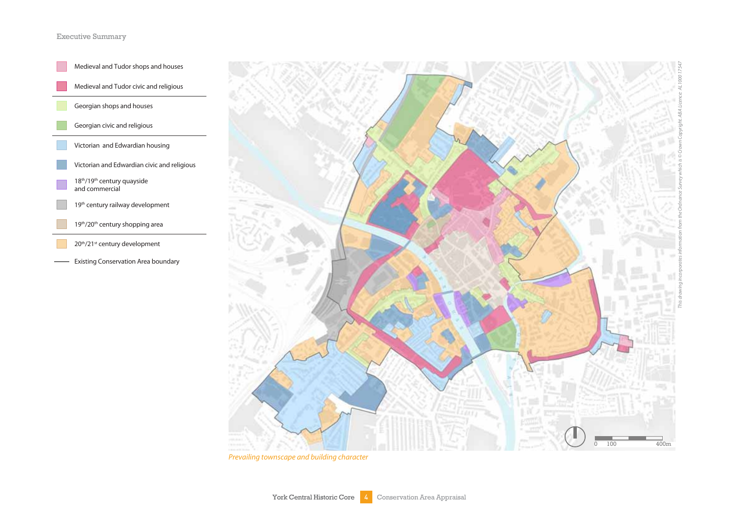- Medieval and Tudor shops and houses
- Medieval and Tudor civic and religious
- Georgian shops and houses
- Georgian civic and religious
- Victorian and Edwardian housing
- Victorian and Edwardian civic and religious
- 18th/19th century quayside and commercial
- 19th century railway development
- 19th/20th century shopping area
- 20th/21st century development
- Existing Conservation Area boundary

0 100 400m

This drawing incorporates information from the Ordnance Survey which is © Crown Copyright ABA Licence AL1000 17547

*Prevailing townscape and building character*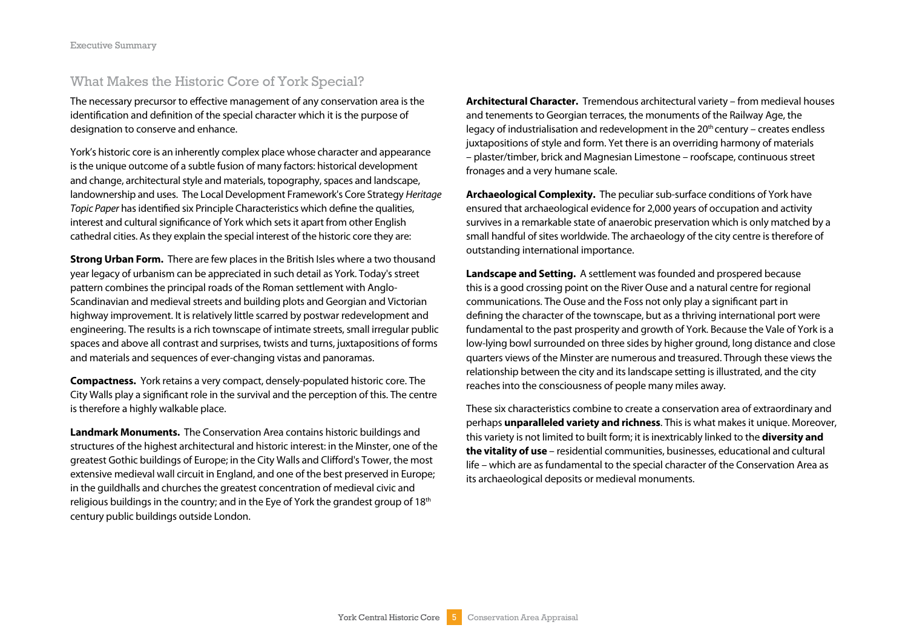## What Makes the Historic Core of York Special?

The necessary precursor to effective management of any conservation area is the identification and definition of the special character which it is the purpose of designation to conserve and enhance.

York's historic core is an inherently complex place whose character and appearance is the unique outcome of a subtle fusion of many factors: historical development and change, architectural style and materials, topography, spaces and landscape, landownership and uses. The Local Development Framework's Core Strategy *Heritage Topic Paper* has identified six Principle Characteristics which define the qualities, interest and cultural significance of York which sets it apart from other English cathedral cities. As they explain the special interest of the historic core they are:

**Strong Urban Form.** There are few places in the British Isles where a two thousand year legacy of urbanism can be appreciated in such detail as York. Today's street pattern combines the principal roads of the Roman settlement with Anglo-Scandinavian and medieval streets and building plots and Georgian and Victorian highway improvement. It is relatively little scarred by postwar redevelopment and engineering. The results is a rich townscape of intimate streets, small irregular public spaces and above all contrast and surprises, twists and turns, juxtapositions of forms and materials and sequences of ever-changing vistas and panoramas.

**Compactness.** York retains a very compact, densely-populated historic core. The City Walls play a significant role in the survival and the perception of this. The centre is therefore a highly walkable place.

**Landmark Monuments.** The Conservation Area contains historic buildings and structures of the highest architectural and historic interest: in the Minster, one of the greatest Gothic buildings of Europe; in the City Walls and Clifford's Tower, the most extensive medieval wall circuit in England, and one of the best preserved in Europe; in the guildhalls and churches the greatest concentration of medieval civic and religious buildings in the country; and in the Eye of York the grandest group of 18th century public buildings outside London.

**Architectural Character.** Tremendous architectural variety – from medieval houses and tenements to Georgian terraces, the monuments of the Railway Age, the legacy of industrialisation and redevelopment in the 20th century – creates endless juxtapositions of style and form. Yet there is an overriding harmony of materials – plaster/timber, brick and Magnesian Limestone – roofscape, continuous street fronages and a very humane scale.

**Archaeological Complexity.** The peculiar sub-surface conditions of York have ensured that archaeological evidence for 2,000 years of occupation and activity survives in a remarkable state of anaerobic preservation which is only matched by a small handful of sites worldwide. The archaeology of the city centre is therefore of outstanding international importance.

**Landscape and Setting.** A settlement was founded and prospered because this is a good crossing point on the River Ouse and a natural centre for regional communications. The Ouse and the Foss not only play a significant part in defining the character of the townscape, but as a thriving international port were fundamental to the past prosperity and growth of York. Because the Vale of York is a low-lying bowl surrounded on three sides by higher ground, long distance and close quarters views of the Minster are numerous and treasured. Through these views the relationship between the city and its landscape setting is illustrated, and the city reaches into the consciousness of people many miles away.

These six characteristics combine to create a conservation area of extraordinary and perhaps **unparalleled variety and richness**. This is what makes it unique. Moreover, this variety is not limited to built form; it is inextricably linked to the **diversity and the vitality of use** – residential communities, businesses, educational and cultural life – which are as fundamental to the special character of the Conservation Area as its archaeological deposits or medieval monuments.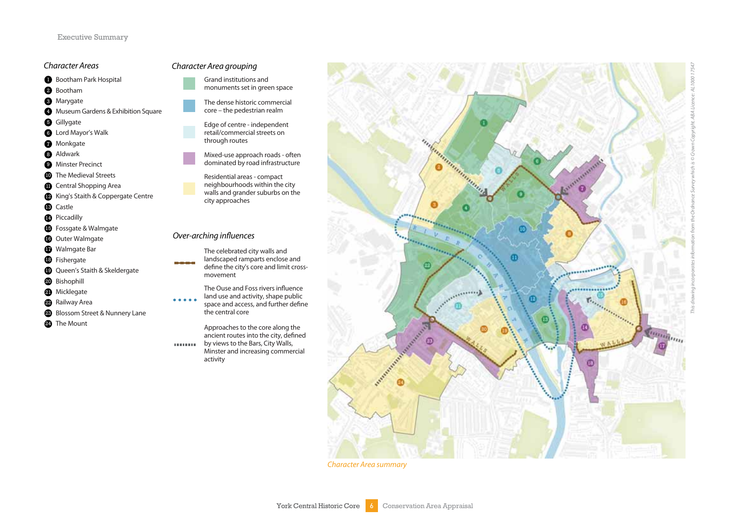## Character Areas

1. Bootham Park Hospital
2. Bootham
3. Marygate
4. Museum Gardens & Exhibition Square
5. Gillygate
6. Lord Mayor's Walk
7. Monkgate
8. Aldwark
9. Minster Precinct
10. The Medieval Streets
11. Central Shopping Area
12. King's Staith & Coppergate Centre
13. Castle
14. Piccadilly
15. Fossgate & Walmgate
16. Outer Walmgate
17. Walmgate Bar
18. Fishergate
19. Queen's Staith & Skeldergate
20. Bishophill
21. Micklegate
22. Railway Area
23. Blossom Street & Nunnery Lane
24. The Mount

## Character Area grouping

- Grand institutions and monuments set in green space
- The dense historic commercial core – the pedestrian realm
- Edge of centre - independent retail/commercial streets on through routes
- Mixed-use approach roads - often dominated by road infrastructure
- Residential areas - compact neighbourhoods within the city walls and grander suburbs on the city approaches

## Over-arching influences

- The celebrated city walls and landscaped ramparts enclose and define the city's core and limit cross-movement
- The Ouse and Foss rivers influence land use and activity, shape public space and access, and further define the central core
- Approaches to the core along the ancient routes into the city, defined by views to the Bars, City Walls, Minster and increasing commercial activity

*Character Area summary*

This drawing incorporates information from the Ordnance Survey which is © Crown Copyright. ABA Licence: AL1000 17547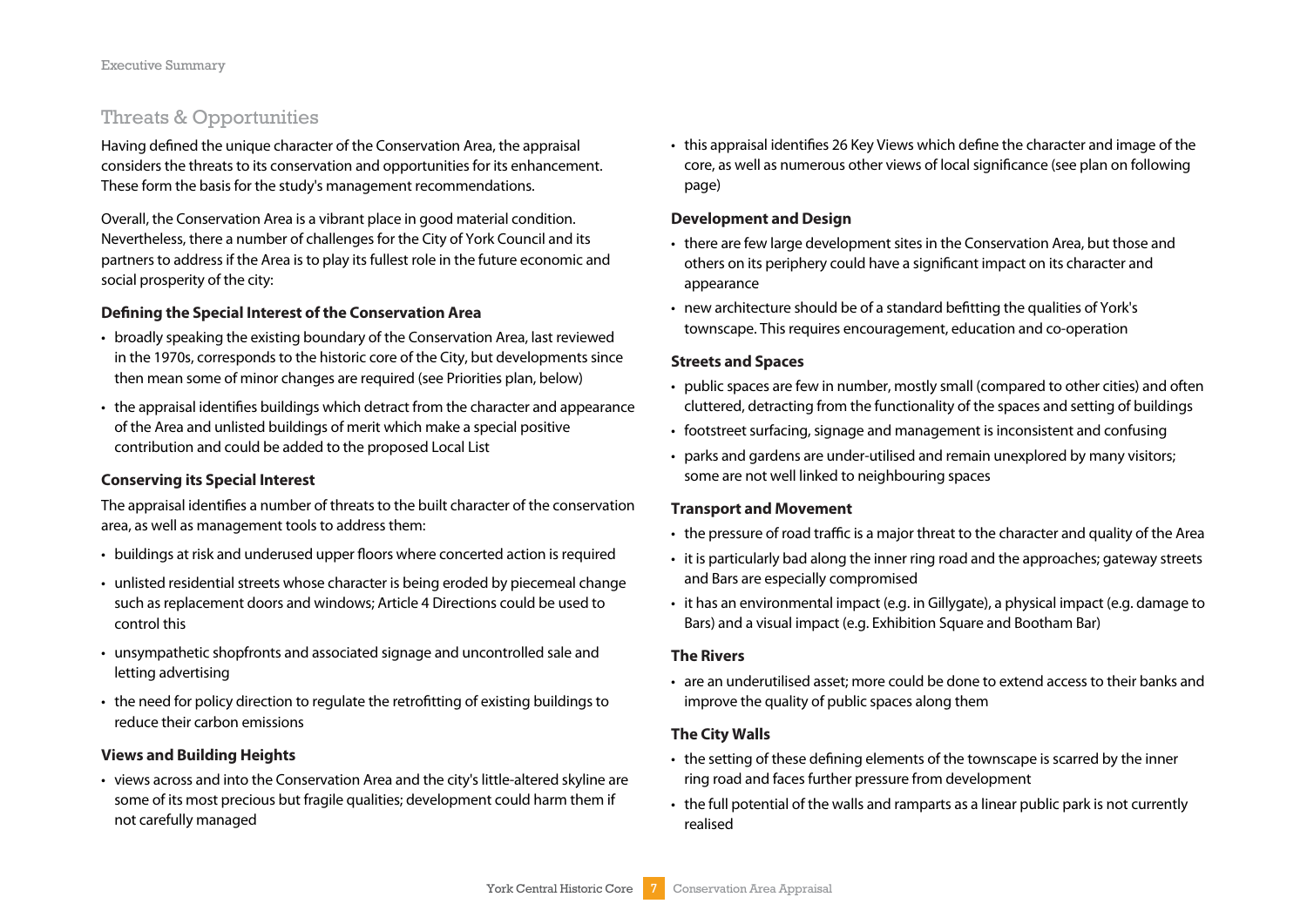## Threats & Opportunities

Having defined the unique character of the Conservation Area, the appraisal considers the threats to its conservation and opportunities for its enhancement. These form the basis for the study's management recommendations.

Overall, the Conservation Area is a vibrant place in good material condition. Nevertheless, there a number of challenges for the City of York Council and its partners to address if the Area is to play its fullest role in the future economic and social prosperity of the city:

### Defining the Special Interest of the Conservation Area

- broadly speaking the existing boundary of the Conservation Area, last reviewed in the 1970s, corresponds to the historic core of the City, but developments since then mean some of minor changes are required (see Priorities plan, below)
- the appraisal identifies buildings which detract from the character and appearance of the Area and unlisted buildings of merit which make a special positive contribution and could be added to the proposed Local List

### Conserving its Special Interest

The appraisal identifies a number of threats to the built character of the conservation area, as well as management tools to address them:

- buildings at risk and underused upper floors where concerted action is required
- unlisted residential streets whose character is being eroded by piecemeal change such as replacement doors and windows; Article 4 Directions could be used to control this
- unsympathetic shopfronts and associated signage and uncontrolled sale and letting advertising
- the need for policy direction to regulate the retrofitting of existing buildings to reduce their carbon emissions

### Views and Building Heights

- views across and into the Conservation Area and the city's little-altered skyline are some of its most precious but fragile qualities; development could harm them if not carefully managed
- this appraisal identifies 26 Key Views which define the character and image of the core, as well as numerous other views of local significance (see plan on following page)

### Development and Design

- there are few large development sites in the Conservation Area, but those and others on its periphery could have a significant impact on its character and appearance
- new architecture should be of a standard befitting the qualities of York's townscape. This requires encouragement, education and co-operation

### Streets and Spaces

- public spaces are few in number, mostly small (compared to other cities) and often cluttered, detracting from the functionality of the spaces and setting of buildings
- footstreet surfacing, signage and management is inconsistent and confusing
- parks and gardens are under-utilised and remain unexplored by many visitors; some are not well linked to neighbouring spaces

### Transport and Movement

- the pressure of road traffic is a major threat to the character and quality of the Area
- it is particularly bad along the inner ring road and the approaches; gateway streets and Bars are especially compromised
- it has an environmental impact (e.g. in Gillygate), a physical impact (e.g. damage to Bars) and a visual impact (e.g. Exhibition Square and Bootham Bar)

### The Rivers

- are an underutilised asset; more could be done to extend access to their banks and improve the quality of public spaces along them

### The City Walls

- the setting of these defining elements of the townscape is scarred by the inner ring road and faces further pressure from development
- the full potential of the walls and ramparts as a linear public park is not currently realised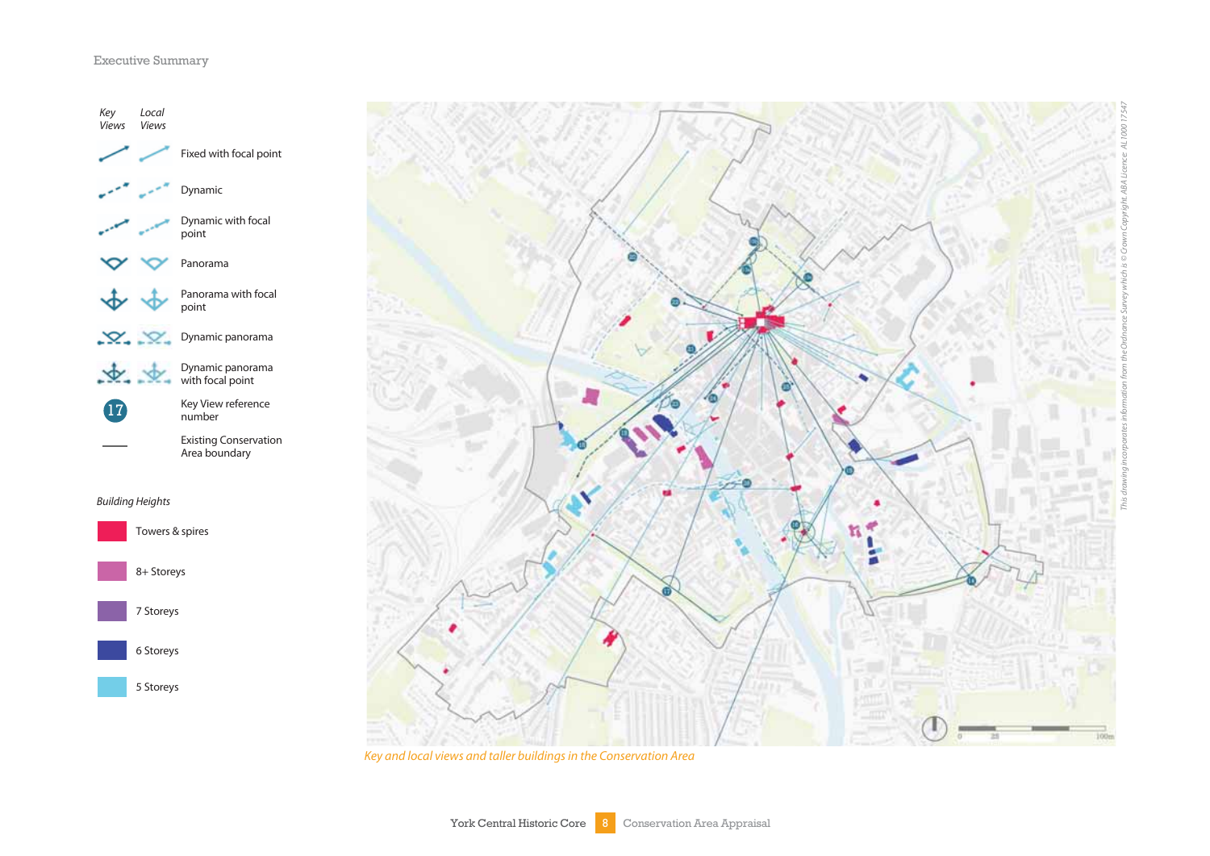Key Views | Local Views

- Fixed with focal point
- Dynamic
- Dynamic with focal point
- Panorama
- Panorama with focal point
- Dynamic panorama
- Dynamic panorama with focal point
- 17 Key View reference number
- Existing Conservation Area boundary

*Building Heights*

- Towers & spires
- 8+ Storeys
- 7 Storeys
- 6 Storeys
- 5 Storeys

*This drawing incorporates information from the Ordnance Survey which is © Crown Copyright. ABA Licence AL100017547*

*Key and local views and taller buildings in the Conservation Area*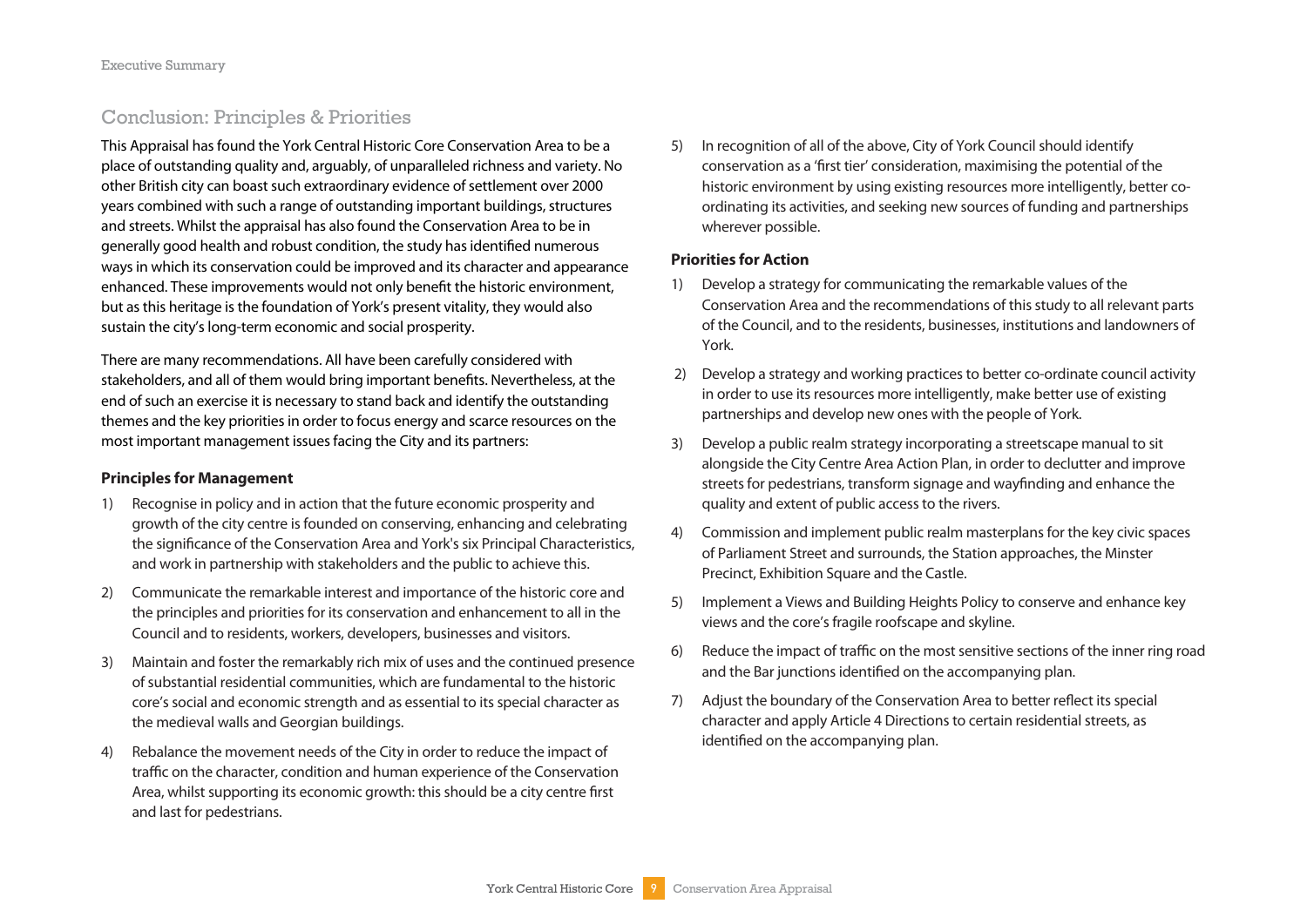## Conclusion: Principles & Priorities

This Appraisal has found the York Central Historic Core Conservation Area to be a place of outstanding quality and, arguably, of unparalleled richness and variety. No other British city can boast such extraordinary evidence of settlement over 2000 years combined with such a range of outstanding important buildings, structures and streets. Whilst the appraisal has also found the Conservation Area to be in generally good health and robust condition, the study has identified numerous ways in which its conservation could be improved and its character and appearance enhanced. These improvements would not only benefit the historic environment, but as this heritage is the foundation of York's present vitality, they would also sustain the city's long-term economic and social prosperity.

There are many recommendations. All have been carefully considered with stakeholders, and all of them would bring important benefits. Nevertheless, at the end of such an exercise it is necessary to stand back and identify the outstanding themes and the key priorities in order to focus energy and scarce resources on the most important management issues facing the City and its partners:

**Principles for Management**

1) Recognise in policy and in action that the future economic prosperity and growth of the city centre is founded on conserving, enhancing and celebrating the significance of the Conservation Area and York's six Principal Characteristics, and work in partnership with stakeholders and the public to achieve this.

2) Communicate the remarkable interest and importance of the historic core and the principles and priorities for its conservation and enhancement to all in the Council and to residents, workers, developers, businesses and visitors.

3) Maintain and foster the remarkably rich mix of uses and the continued presence of substantial residential communities, which are fundamental to the historic core's social and economic strength and as essential to its special character as the medieval walls and Georgian buildings.

4) Rebalance the movement needs of the City in order to reduce the impact of traffic on the character, condition and human experience of the Conservation Area, whilst supporting its economic growth: this should be a city centre first and last for pedestrians.

5) In recognition of all of the above, City of York Council should identify conservation as a 'first tier' consideration, maximising the potential of the historic environment by using existing resources more intelligently, better co-ordinating its activities, and seeking new sources of funding and partnerships wherever possible.

**Priorities for Action**

1) Develop a strategy for communicating the remarkable values of the Conservation Area and the recommendations of this study to all relevant parts of the Council, and to the residents, businesses, institutions and landowners of York.

2) Develop a strategy and working practices to better co-ordinate council activity in order to use its resources more intelligently, make better use of existing partnerships and develop new ones with the people of York.

3) Develop a public realm strategy incorporating a streetscape manual to sit alongside the City Centre Area Action Plan, in order to declutter and improve streets for pedestrians, transform signage and wayfinding and enhance the quality and extent of public access to the rivers.

4) Commission and implement public realm masterplans for the key civic spaces of Parliament Street and surrounds, the Station approaches, the Minster Precinct, Exhibition Square and the Castle.

5) Implement a Views and Building Heights Policy to conserve and enhance key views and the core's fragile roofscape and skyline.

6) Reduce the impact of traffic on the most sensitive sections of the inner ring road and the Bar junctions identified on the accompanying plan.

7) Adjust the boundary of the Conservation Area to better reflect its special character and apply Article 4 Directions to certain residential streets, as identified on the accompanying plan.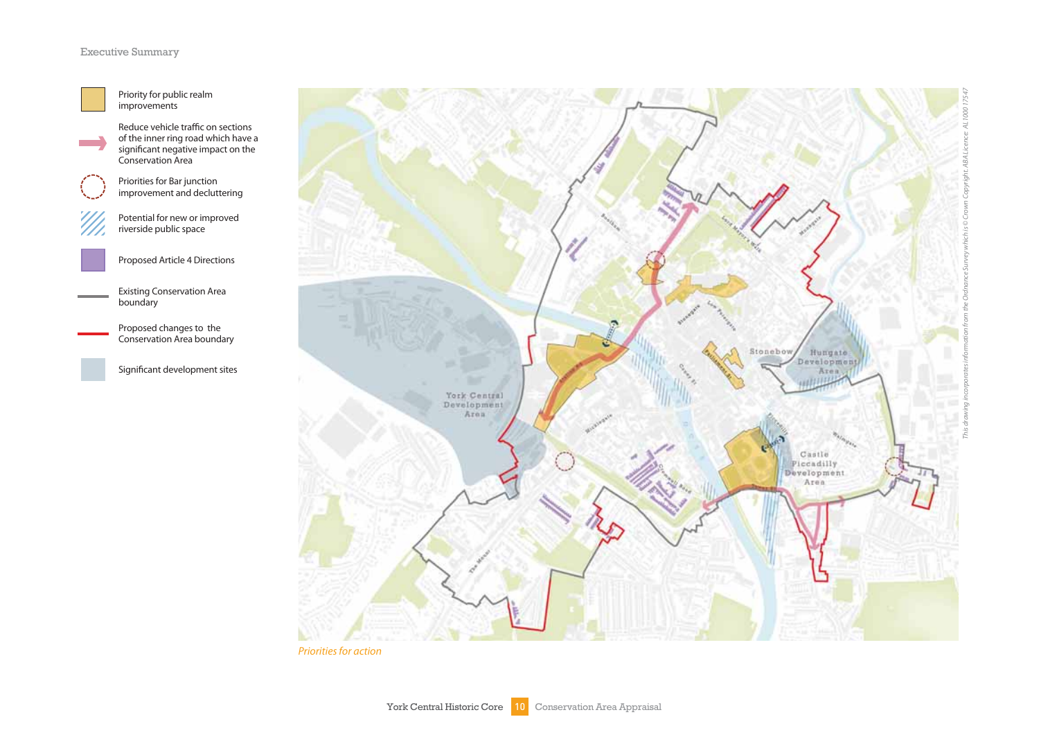Priority for public realm improvements

Reduce vehicle traffic on sections of the inner ring road which have a significant negative impact on the Conservation Area

Priorities for Bar junction improvement and decluttering

Potential for new or improved riverside public space

Proposed Article 4 Directions

Existing Conservation Area boundary

Proposed changes to the Conservation Area boundary

Significant development sites

*Priorities for action*